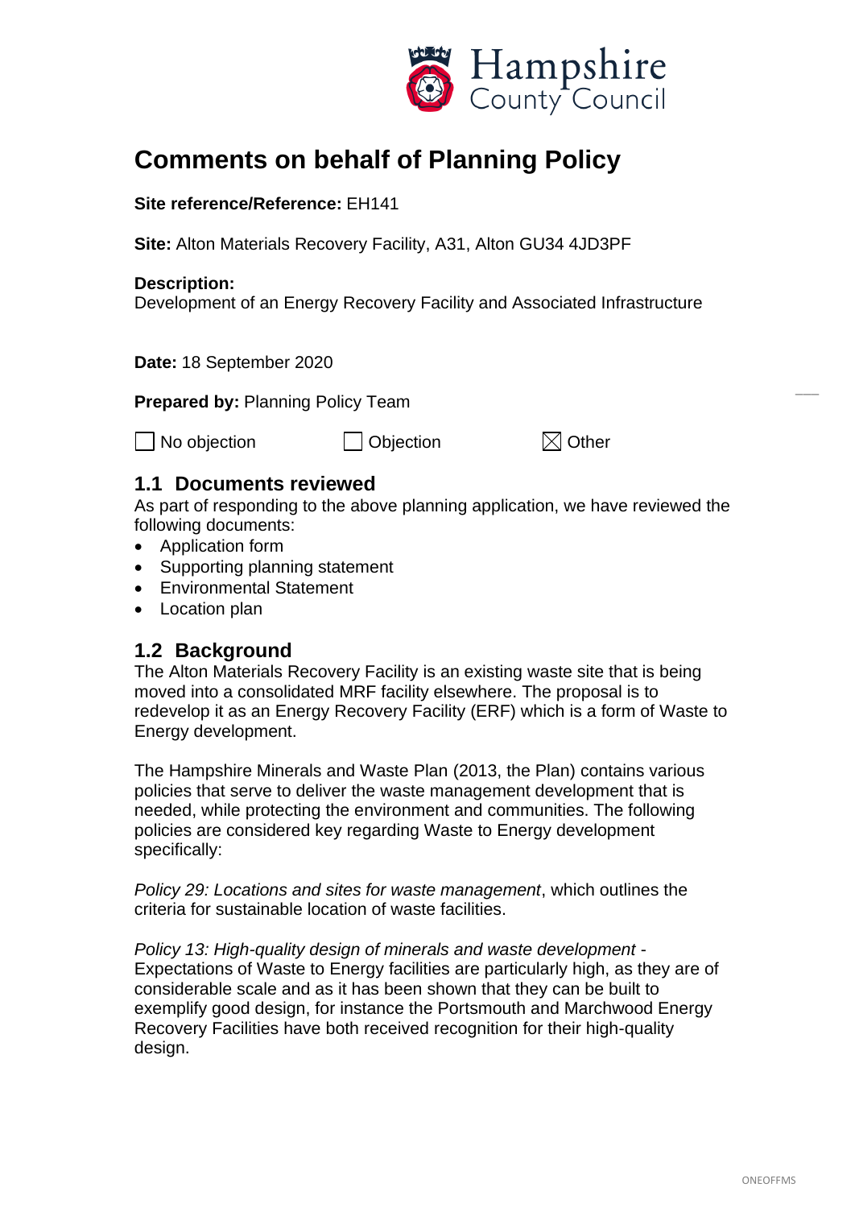Hampshire County Council

# Comments on behalf of Planning Policy

**Site reference/Reference:** EH141

**Site:** Alton Materials Recovery Facility, A31, Alton GU34 4JD3PF

**Description:**
Development of an Energy Recovery Facility and Associated Infrastructure

**Date:** 18 September 2020

**Prepared by:** Planning Policy Team

☐ No objection ☐ Objection ☒ Other

## 1.1 Documents reviewed

As part of responding to the above planning application, we have reviewed the following documents:

- Application form
- Supporting planning statement
- Environmental Statement
- Location plan

## 1.2 Background

The Alton Materials Recovery Facility is an existing waste site that is being moved into a consolidated MRF facility elsewhere. The proposal is to redevelop it as an Energy Recovery Facility (ERF) which is a form of Waste to Energy development.

The Hampshire Minerals and Waste Plan (2013, the Plan) contains various policies that serve to deliver the waste management development that is needed, while protecting the environment and communities. The following policies are considered key regarding Waste to Energy development specifically:

*Policy 29: Locations and sites for waste management*, which outlines the criteria for sustainable location of waste facilities.

*Policy 13: High-quality design of minerals and waste development* - Expectations of Waste to Energy facilities are particularly high, as they are of considerable scale and as it has been shown that they can be built to exemplify good design, for instance the Portsmouth and Marchwood Energy Recovery Facilities have both received recognition for their high-quality design.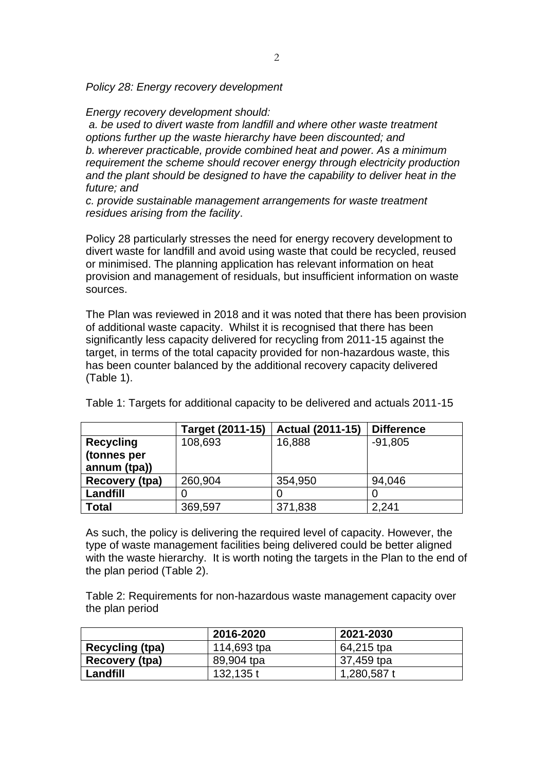*Policy 28: Energy recovery development*

*Energy recovery development should:*
*a. be used to divert waste from landfill and where other waste treatment options further up the waste hierarchy have been discounted; and*
*b. wherever practicable, provide combined heat and power. As a minimum requirement the scheme should recover energy through electricity production and the plant should be designed to have the capability to deliver heat in the future; and*
*c. provide sustainable management arrangements for waste treatment residues arising from the facility*.

Policy 28 particularly stresses the need for energy recovery development to divert waste for landfill and avoid using waste that could be recycled, reused or minimised. The planning application has relevant information on heat provision and management of residuals, but insufficient information on waste sources.

The Plan was reviewed in 2018 and it was noted that there has been provision of additional waste capacity. Whilst it is recognised that there has been significantly less capacity delivered for recycling from 2011-15 against the target, in terms of the total capacity provided for non-hazardous waste, this has been counter balanced by the additional recovery capacity delivered (Table 1).

Table 1: Targets for additional capacity to be delivered and actuals 2011-15

| | **Target (2011-15)** | **Actual (2011-15)** | **Difference** |
|---|---|---|---|
| **Recycling (tonnes per annum (tpa))** | 108,693 | 16,888 | -91,805 |
| **Recovery (tpa)** | 260,904 | 354,950 | 94,046 |
| **Landfill** | 0 | 0 | 0 |
| **Total** | 369,597 | 371,838 | 2,241 |

As such, the policy is delivering the required level of capacity. However, the type of waste management facilities being delivered could be better aligned with the waste hierarchy. It is worth noting the targets in the Plan to the end of the plan period (Table 2).

Table 2: Requirements for non-hazardous waste management capacity over the plan period

| | **2016-2020** | **2021-2030** |
|---|---|---|
| **Recycling (tpa)** | 114,693 tpa | 64,215 tpa |
| **Recovery (tpa)** | 89,904 tpa | 37,459 tpa |
| **Landfill** | 132,135 t | 1,280,587 t |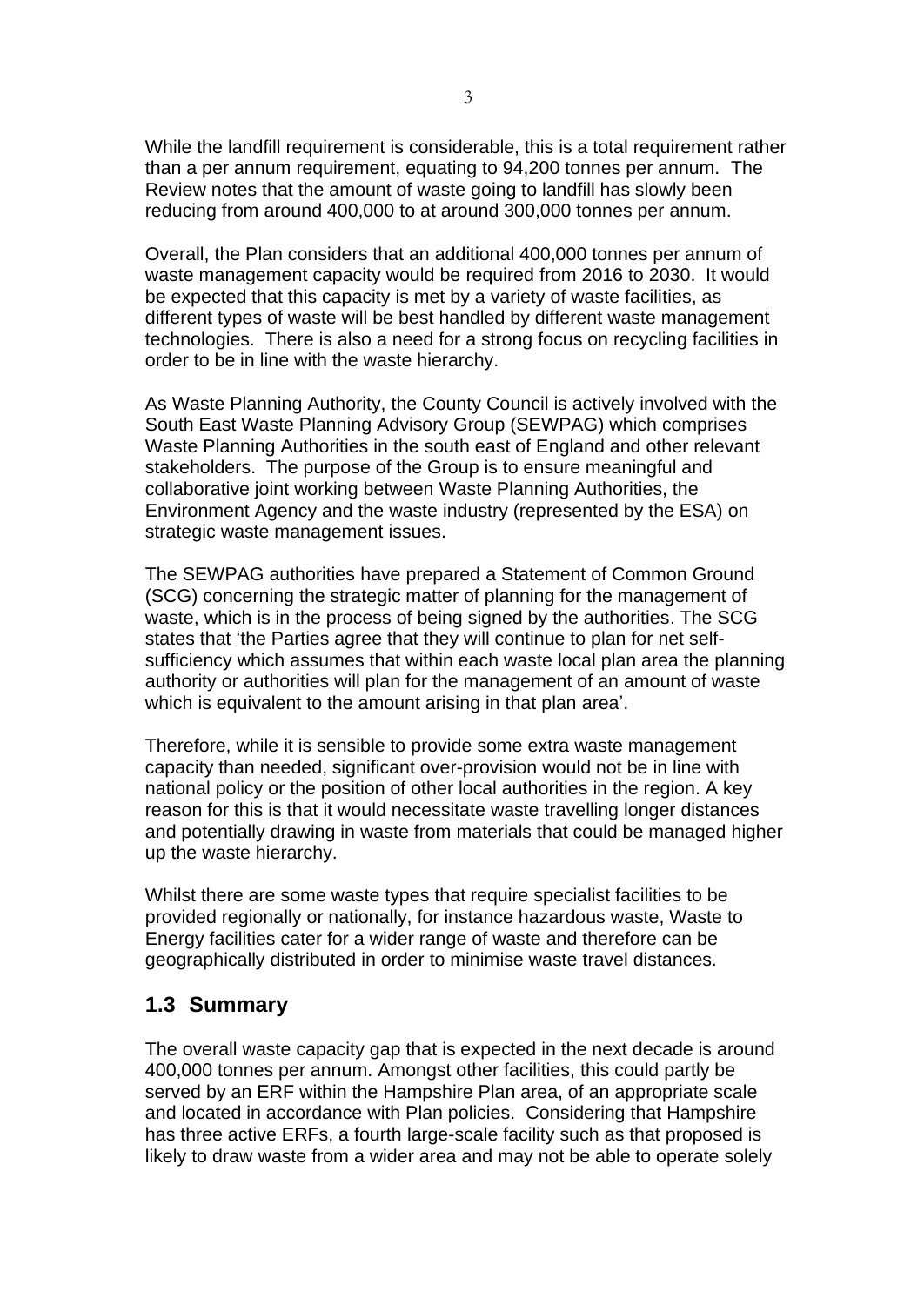While the landfill requirement is considerable, this is a total requirement rather than a per annum requirement, equating to 94,200 tonnes per annum. The Review notes that the amount of waste going to landfill has slowly been reducing from around 400,000 to at around 300,000 tonnes per annum.

Overall, the Plan considers that an additional 400,000 tonnes per annum of waste management capacity would be required from 2016 to 2030. It would be expected that this capacity is met by a variety of waste facilities, as different types of waste will be best handled by different waste management technologies. There is also a need for a strong focus on recycling facilities in order to be in line with the waste hierarchy.

As Waste Planning Authority, the County Council is actively involved with the South East Waste Planning Advisory Group (SEWPAG) which comprises Waste Planning Authorities in the south east of England and other relevant stakeholders. The purpose of the Group is to ensure meaningful and collaborative joint working between Waste Planning Authorities, the Environment Agency and the waste industry (represented by the ESA) on strategic waste management issues.

The SEWPAG authorities have prepared a Statement of Common Ground (SCG) concerning the strategic matter of planning for the management of waste, which is in the process of being signed by the authorities. The SCG states that 'the Parties agree that they will continue to plan for net self-sufficiency which assumes that within each waste local plan area the planning authority or authorities will plan for the management of an amount of waste which is equivalent to the amount arising in that plan area'.

Therefore, while it is sensible to provide some extra waste management capacity than needed, significant over-provision would not be in line with national policy or the position of other local authorities in the region. A key reason for this is that it would necessitate waste travelling longer distances and potentially drawing in waste from materials that could be managed higher up the waste hierarchy.

Whilst there are some waste types that require specialist facilities to be provided regionally or nationally, for instance hazardous waste, Waste to Energy facilities cater for a wider range of waste and therefore can be geographically distributed in order to minimise waste travel distances.

## 1.3 Summary

The overall waste capacity gap that is expected in the next decade is around 400,000 tonnes per annum. Amongst other facilities, this could partly be served by an ERF within the Hampshire Plan area, of an appropriate scale and located in accordance with Plan policies. Considering that Hampshire has three active ERFs, a fourth large-scale facility such as that proposed is likely to draw waste from a wider area and may not be able to operate solely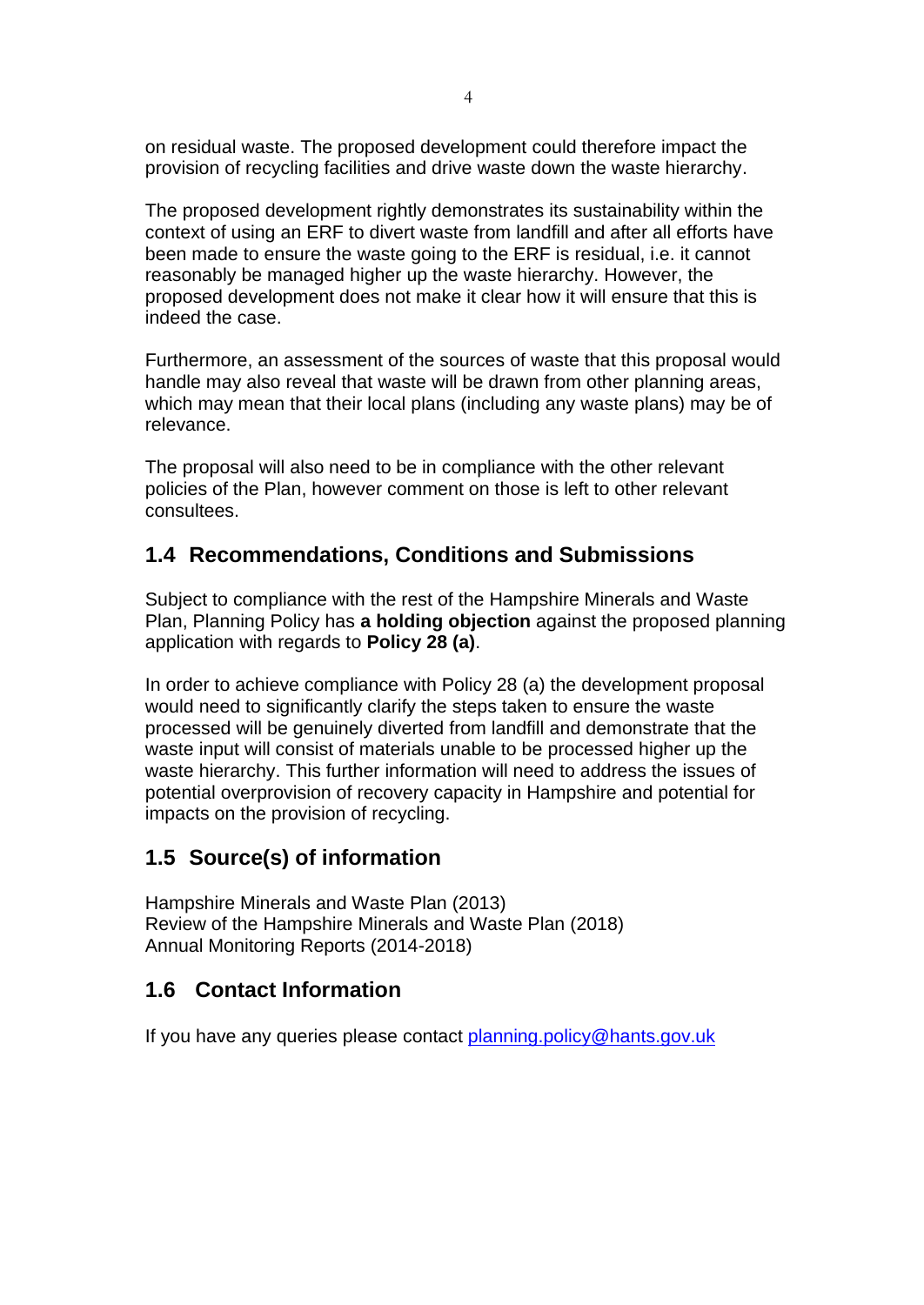on residual waste. The proposed development could therefore impact the provision of recycling facilities and drive waste down the waste hierarchy.

The proposed development rightly demonstrates its sustainability within the context of using an ERF to divert waste from landfill and after all efforts have been made to ensure the waste going to the ERF is residual, i.e. it cannot reasonably be managed higher up the waste hierarchy. However, the proposed development does not make it clear how it will ensure that this is indeed the case.

Furthermore, an assessment of the sources of waste that this proposal would handle may also reveal that waste will be drawn from other planning areas, which may mean that their local plans (including any waste plans) may be of relevance.

The proposal will also need to be in compliance with the other relevant policies of the Plan, however comment on those is left to other relevant consultees.

## 1.4 Recommendations, Conditions and Submissions

Subject to compliance with the rest of the Hampshire Minerals and Waste Plan, Planning Policy has **a holding objection** against the proposed planning application with regards to **Policy 28 (a)**.

In order to achieve compliance with Policy 28 (a) the development proposal would need to significantly clarify the steps taken to ensure the waste processed will be genuinely diverted from landfill and demonstrate that the waste input will consist of materials unable to be processed higher up the waste hierarchy. This further information will need to address the issues of potential overprovision of recovery capacity in Hampshire and potential for impacts on the provision of recycling.

## 1.5 Source(s) of information

Hampshire Minerals and Waste Plan (2013)
Review of the Hampshire Minerals and Waste Plan (2018)
Annual Monitoring Reports (2014-2018)

## 1.6 Contact Information

If you have any queries please contact planning.policy@hants.gov.uk